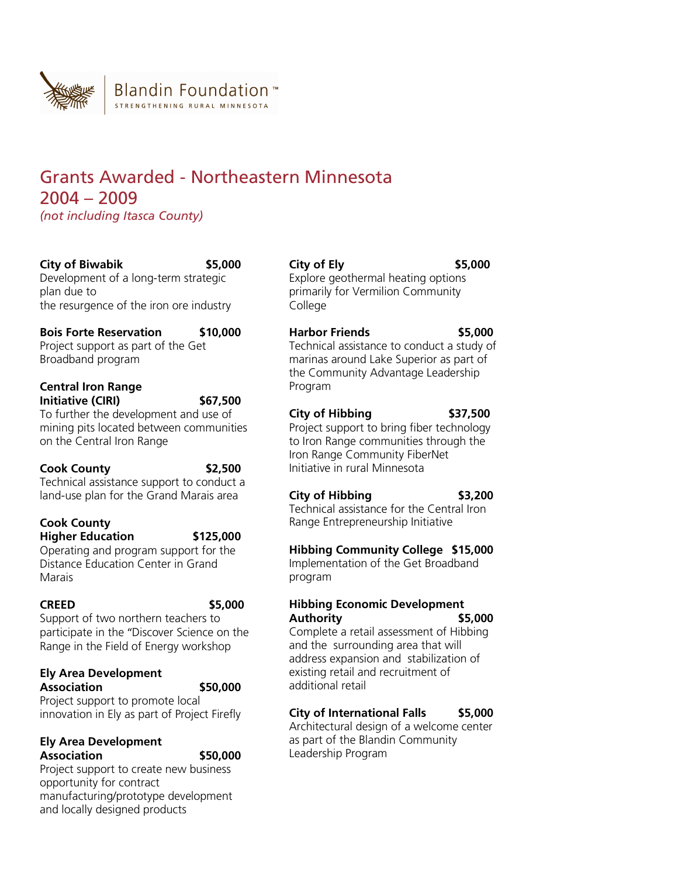Blandin Foundation™
STRENGTHENING RURAL MINNESOTA

# Grants Awarded - Northeastern Minnesota 2004 – 2009

*(not including Itasca County)*

**City of Biwabik** **$5,000**
Development of a long-term strategic plan due to
the resurgence of the iron ore industry

**Bois Forte Reservation** **$10,000**
Project support as part of the Get Broadband program

**Central Iron Range Initiative (CIRI)** **$67,500**
To further the development and use of mining pits located between communities on the Central Iron Range

**Cook County** **$2,500**
Technical assistance support to conduct a land-use plan for the Grand Marais area

**Cook County Higher Education** **$125,000**
Operating and program support for the Distance Education Center in Grand Marais

**CREED** **$5,000**
Support of two northern teachers to participate in the "Discover Science on the Range in the Field of Energy workshop

**Ely Area Development Association** **$50,000**
Project support to promote local innovation in Ely as part of Project Firefly

**Ely Area Development Association** **$50,000**
Project support to create new business opportunity for contract manufacturing/prototype development and locally designed products

**City of Ely** **$5,000**
Explore geothermal heating options primarily for Vermilion Community College

**Harbor Friends** **$5,000**
Technical assistance to conduct a study of marinas around Lake Superior as part of the Community Advantage Leadership Program

**City of Hibbing** **$37,500**
Project support to bring fiber technology to Iron Range communities through the Iron Range Community FiberNet Initiative in rural Minnesota

**City of Hibbing** **$3,200**
Technical assistance for the Central Iron Range Entrepreneurship Initiative

**Hibbing Community College** **$15,000**
Implementation of the Get Broadband program

**Hibbing Economic Development Authority** **$5,000**
Complete a retail assessment of Hibbing and the surrounding area that will address expansion and stabilization of existing retail and recruitment of additional retail

**City of International Falls** **$5,000**
Architectural design of a welcome center as part of the Blandin Community Leadership Program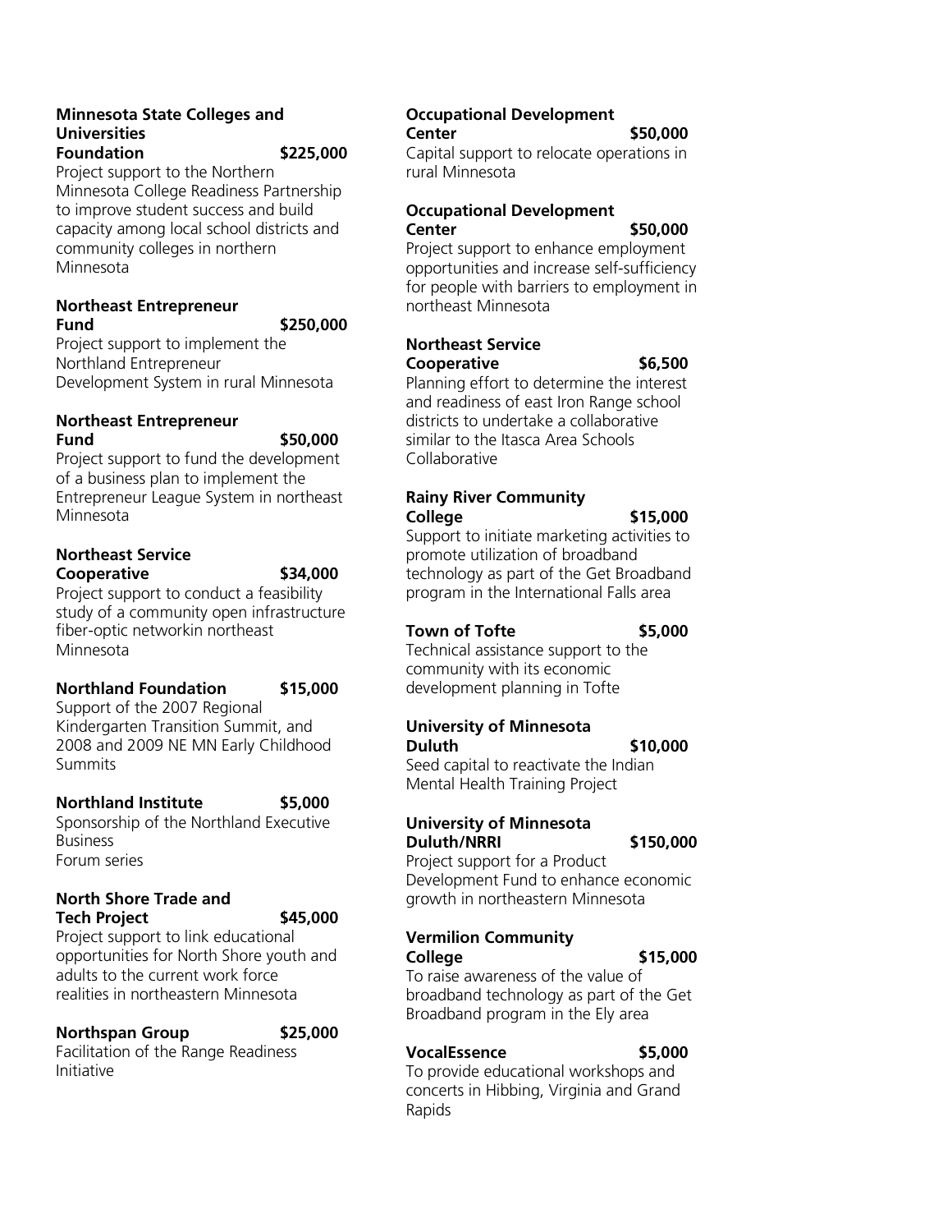**Minnesota State Colleges and Universities Foundation** **$225,000**
Project support to the Northern Minnesota College Readiness Partnership to improve student success and build capacity among local school districts and community colleges in northern Minnesota

**Northeast Entrepreneur Fund** **$250,000**
Project support to implement the Northland Entrepreneur Development System in rural Minnesota

**Northeast Entrepreneur Fund** **$50,000**
Project support to fund the development of a business plan to implement the Entrepreneur League System in northeast Minnesota

**Northeast Service Cooperative** **$34,000**
Project support to conduct a feasibility study of a community open infrastructure fiber-optic networkin northeast Minnesota

**Northland Foundation** **$15,000**
Support of the 2007 Regional Kindergarten Transition Summit, and 2008 and 2009 NE MN Early Childhood Summits

**Northland Institute** **$5,000**
Sponsorship of the Northland Executive Business
Forum series

**North Shore Trade and Tech Project** **$45,000**
Project support to link educational opportunities for North Shore youth and adults to the current work force realities in northeastern Minnesota

**Northspan Group** **$25,000**
Facilitation of the Range Readiness Initiative

**Occupational Development Center** **$50,000**
Capital support to relocate operations in rural Minnesota

**Occupational Development Center** **$50,000**
Project support to enhance employment opportunities and increase self-sufficiency for people with barriers to employment in northeast Minnesota

**Northeast Service Cooperative** **$6,500**
Planning effort to determine the interest and readiness of east Iron Range school districts to undertake a collaborative similar to the Itasca Area Schools Collaborative

**Rainy River Community College** **$15,000**
Support to initiate marketing activities to promote utilization of broadband technology as part of the Get Broadband program in the International Falls area

**Town of Tofte** **$5,000**
Technical assistance support to the community with its economic development planning in Tofte

**University of Minnesota Duluth** **$10,000**
Seed capital to reactivate the Indian Mental Health Training Project

**University of Minnesota Duluth/NRRI** **$150,000**
Project support for a Product Development Fund to enhance economic growth in northeastern Minnesota

**Vermilion Community College** **$15,000**
To raise awareness of the value of broadband technology as part of the Get Broadband program in the Ely area

**VocalEssence** **$5,000**
To provide educational workshops and concerts in Hibbing, Virginia and Grand Rapids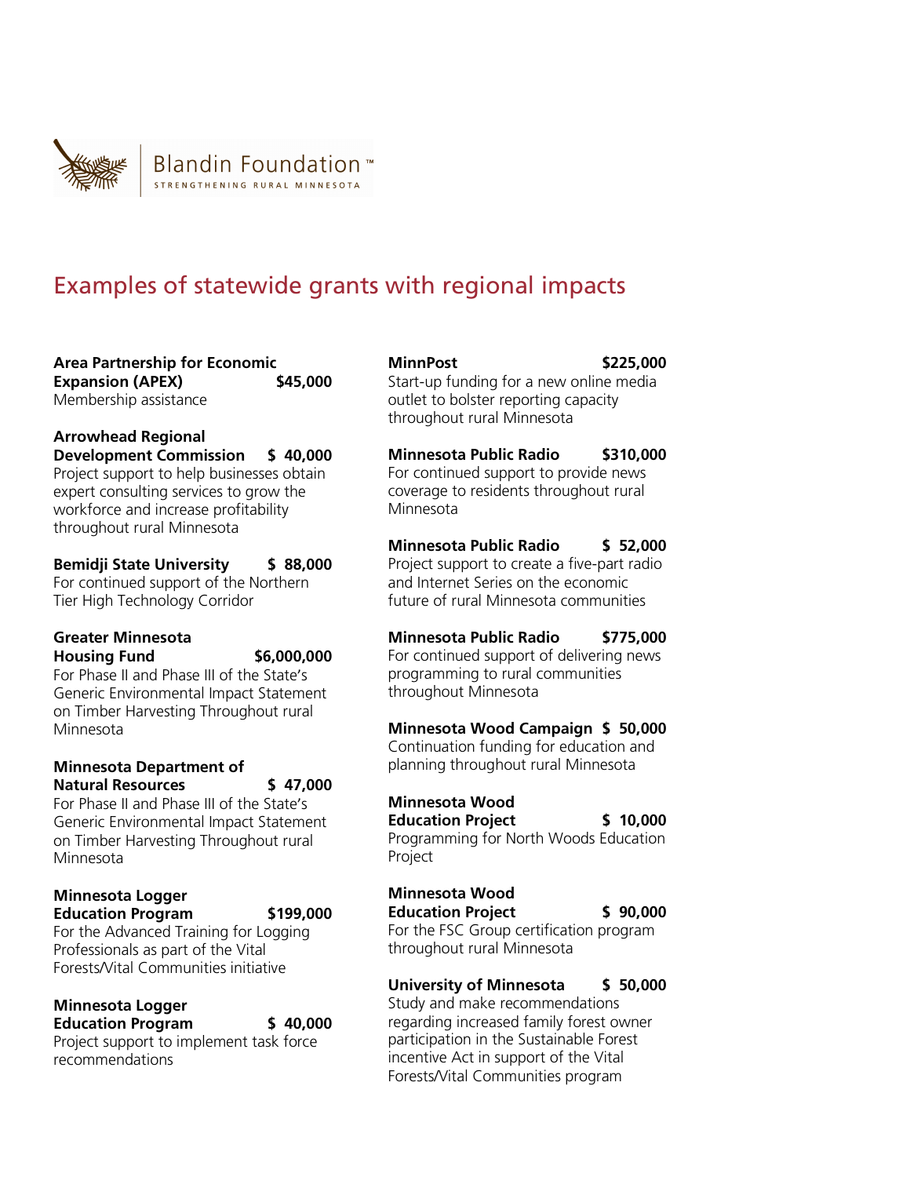Blandin Foundation™
STRENGTHENING RURAL MINNESOTA

# Examples of statewide grants with regional impacts

**Area Partnership for Economic Expansion (APEX) $45,000**
Membership assistance

**Arrowhead Regional Development Commission $ 40,000**
Project support to help businesses obtain expert consulting services to grow the workforce and increase profitability throughout rural Minnesota

**Bemidji State University $ 88,000**
For continued support of the Northern Tier High Technology Corridor

**Greater Minnesota Housing Fund $6,000,000**
For Phase II and Phase III of the State's Generic Environmental Impact Statement on Timber Harvesting Throughout rural Minnesota

**Minnesota Department of Natural Resources $ 47,000**
For Phase II and Phase III of the State's Generic Environmental Impact Statement on Timber Harvesting Throughout rural Minnesota

**Minnesota Logger Education Program $199,000**
For the Advanced Training for Logging Professionals as part of the Vital Forests/Vital Communities initiative

**Minnesota Logger Education Program $ 40,000**
Project support to implement task force recommendations

**MinnPost $225,000**
Start-up funding for a new online media outlet to bolster reporting capacity throughout rural Minnesota

**Minnesota Public Radio $310,000**
For continued support to provide news coverage to residents throughout rural Minnesota

**Minnesota Public Radio $ 52,000**
Project support to create a five-part radio and Internet Series on the economic future of rural Minnesota communities

**Minnesota Public Radio $775,000**
For continued support of delivering news programming to rural communities throughout Minnesota

**Minnesota Wood Campaign $ 50,000**
Continuation funding for education and planning throughout rural Minnesota

**Minnesota Wood Education Project $ 10,000**
Programming for North Woods Education Project

**Minnesota Wood Education Project $ 90,000**
For the FSC Group certification program throughout rural Minnesota

**University of Minnesota $ 50,000**
Study and make recommendations regarding increased family forest owner participation in the Sustainable Forest incentive Act in support of the Vital Forests/Vital Communities program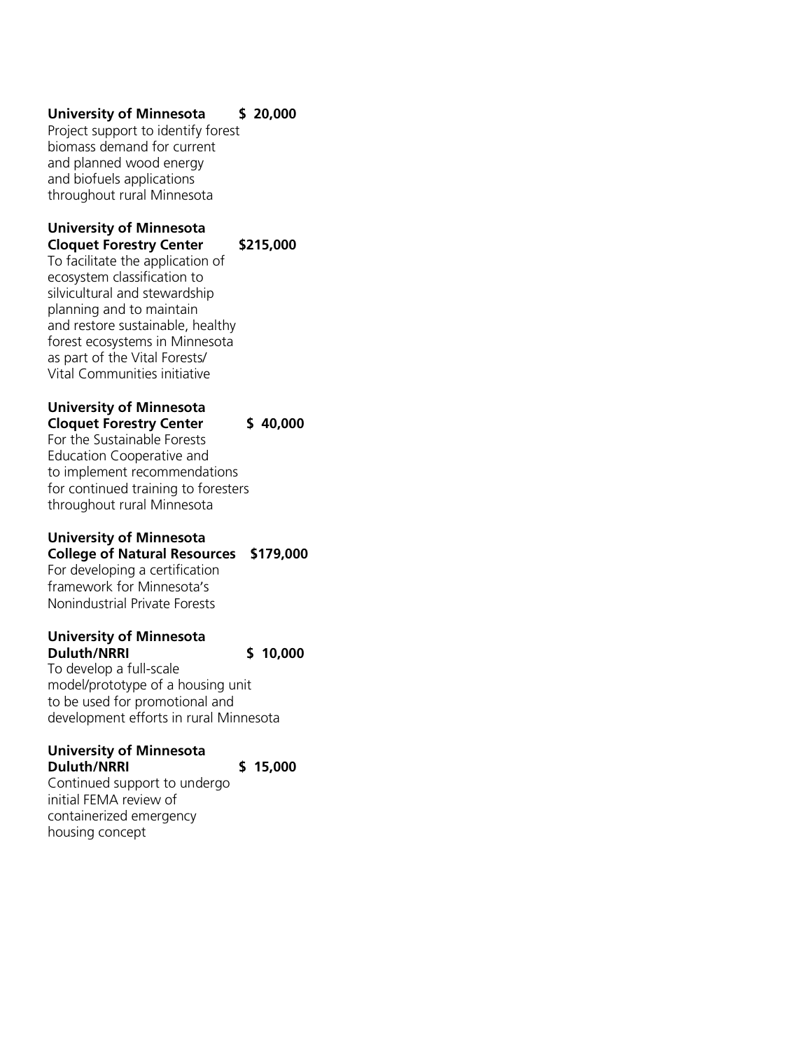**University of Minnesota $ 20,000**
Project support to identify forest biomass demand for current and planned wood energy and biofuels applications throughout rural Minnesota

**University of Minnesota**
**Cloquet Forestry Center $215,000**
To facilitate the application of ecosystem classification to silvicultural and stewardship planning and to maintain and restore sustainable, healthy forest ecosystems in Minnesota as part of the Vital Forests/ Vital Communities initiative

**University of Minnesota**
**Cloquet Forestry Center $ 40,000**
For the Sustainable Forests Education Cooperative and to implement recommendations for continued training to foresters throughout rural Minnesota

**University of Minnesota**
**College of Natural Resources $179,000**
For developing a certification framework for Minnesota's Nonindustrial Private Forests

**University of Minnesota**
**Duluth/NRRI $ 10,000**
To develop a full-scale model/prototype of a housing unit to be used for promotional and development efforts in rural Minnesota

**University of Minnesota**
**Duluth/NRRI $ 15,000**
Continued support to undergo initial FEMA review of containerized emergency housing concept